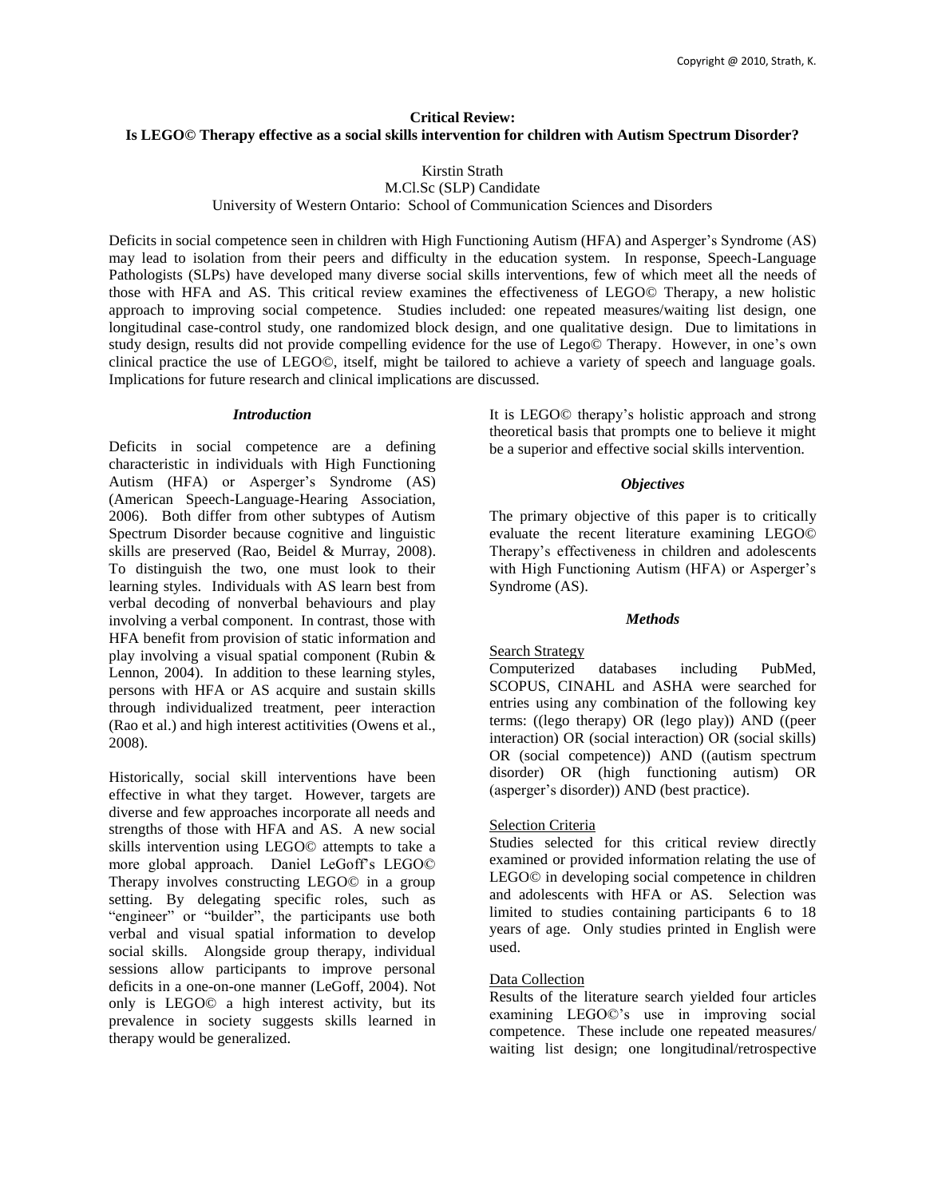**Critical Review:**
**Is LEGO© Therapy effective as a social skills intervention for children with Autism Spectrum Disorder?**

Kirstin Strath
M.Cl.Sc (SLP) Candidate
University of Western Ontario: School of Communication Sciences and Disorders

Deficits in social competence seen in children with High Functioning Autism (HFA) and Asperger's Syndrome (AS) may lead to isolation from their peers and difficulty in the education system. In response, Speech-Language Pathologists (SLPs) have developed many diverse social skills interventions, few of which meet all the needs of those with HFA and AS. This critical review examines the effectiveness of LEGO© Therapy, a new holistic approach to improving social competence. Studies included: one repeated measures/waiting list design, one longitudinal case-control study, one randomized block design, and one qualitative design. Due to limitations in study design, results did not provide compelling evidence for the use of Lego© Therapy. However, in one's own clinical practice the use of LEGO©, itself, might be tailored to achieve a variety of speech and language goals. Implications for future research and clinical implications are discussed.

### *Introduction*

Deficits in social competence are a defining characteristic in individuals with High Functioning Autism (HFA) or Asperger's Syndrome (AS) (American Speech-Language-Hearing Association, 2006). Both differ from other subtypes of Autism Spectrum Disorder because cognitive and linguistic skills are preserved (Rao, Beidel & Murray, 2008). To distinguish the two, one must look to their learning styles. Individuals with AS learn best from verbal decoding of nonverbal behaviours and play involving a verbal component. In contrast, those with HFA benefit from provision of static information and play involving a visual spatial component (Rubin & Lennon, 2004). In addition to these learning styles, persons with HFA or AS acquire and sustain skills through individualized treatment, peer interaction (Rao et al.) and high interest actitivities (Owens et al., 2008).

Historically, social skill interventions have been effective in what they target. However, targets are diverse and few approaches incorporate all needs and strengths of those with HFA and AS. A new social skills intervention using LEGO© attempts to take a more global approach. Daniel LeGoff's LEGO© Therapy involves constructing LEGO© in a group setting. By delegating specific roles, such as "engineer" or "builder", the participants use both verbal and visual spatial information to develop social skills. Alongside group therapy, individual sessions allow participants to improve personal deficits in a one-on-one manner (LeGoff, 2004). Not only is LEGO© a high interest activity, but its prevalence in society suggests skills learned in therapy would be generalized.

It is LEGO© therapy's holistic approach and strong theoretical basis that prompts one to believe it might be a superior and effective social skills intervention.

### *Objectives*

The primary objective of this paper is to critically evaluate the recent literature examining LEGO© Therapy's effectiveness in children and adolescents with High Functioning Autism (HFA) or Asperger's Syndrome (AS).

### *Methods*

Search Strategy

Computerized databases including PubMed, SCOPUS, CINAHL and ASHA were searched for entries using any combination of the following key terms: ((lego therapy) OR (lego play)) AND ((peer interaction) OR (social interaction) OR (social skills) OR (social competence)) AND ((autism spectrum disorder) OR (high functioning autism) OR (asperger's disorder)) AND (best practice).

Selection Criteria

Studies selected for this critical review directly examined or provided information relating the use of LEGO© in developing social competence in children and adolescents with HFA or AS. Selection was limited to studies containing participants 6 to 18 years of age. Only studies printed in English were used.

Data Collection

Results of the literature search yielded four articles examining LEGO©'s use in improving social competence. These include one repeated measures/ waiting list design; one longitudinal/retrospective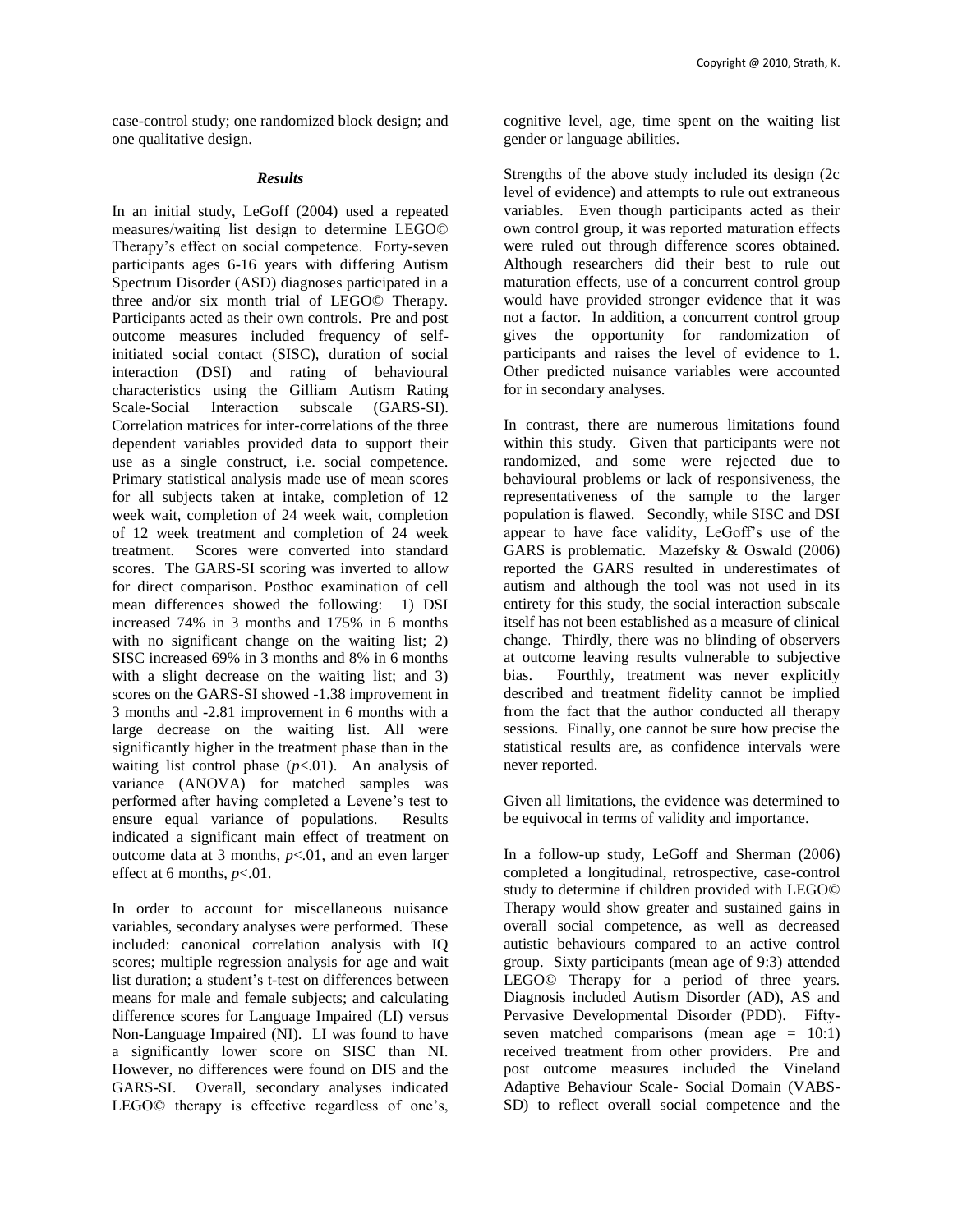case-control study; one randomized block design; and one qualitative design.

### *Results*

In an initial study, LeGoff (2004) used a repeated measures/waiting list design to determine LEGO© Therapy's effect on social competence. Forty-seven participants ages 6-16 years with differing Autism Spectrum Disorder (ASD) diagnoses participated in a three and/or six month trial of LEGO© Therapy. Participants acted as their own controls. Pre and post outcome measures included frequency of self-initiated social contact (SISC), duration of social interaction (DSI) and rating of behavioural characteristics using the Gilliam Autism Rating Scale-Social Interaction subscale (GARS-SI). Correlation matrices for inter-correlations of the three dependent variables provided data to support their use as a single construct, i.e. social competence. Primary statistical analysis made use of mean scores for all subjects taken at intake, completion of 12 week wait, completion of 24 week wait, completion of 12 week treatment and completion of 24 week treatment. Scores were converted into standard scores. The GARS-SI scoring was inverted to allow for direct comparison. Posthoc examination of cell mean differences showed the following: 1) DSI increased 74% in 3 months and 175% in 6 months with no significant change on the waiting list; 2) SISC increased 69% in 3 months and 8% in 6 months with a slight decrease on the waiting list; and 3) scores on the GARS-SI showed -1.38 improvement in 3 months and -2.81 improvement in 6 months with a large decrease on the waiting list. All were significantly higher in the treatment phase than in the waiting list control phase ($p<.01$). An analysis of variance (ANOVA) for matched samples was performed after having completed a Levene's test to ensure equal variance of populations. Results indicated a significant main effect of treatment on outcome data at 3 months, $p<.01$, and an even larger effect at 6 months, $p<.01$.

In order to account for miscellaneous nuisance variables, secondary analyses were performed. These included: canonical correlation analysis with IQ scores; multiple regression analysis for age and wait list duration; a student's t-test on differences between means for male and female subjects; and calculating difference scores for Language Impaired (LI) versus Non-Language Impaired (NI). LI was found to have a significantly lower score on SISC than NI. However, no differences were found on DIS and the GARS-SI. Overall, secondary analyses indicated LEGO© therapy is effective regardless of one's, cognitive level, age, time spent on the waiting list gender or language abilities.

Strengths of the above study included its design (2c level of evidence) and attempts to rule out extraneous variables. Even though participants acted as their own control group, it was reported maturation effects were ruled out through difference scores obtained. Although researchers did their best to rule out maturation effects, use of a concurrent control group would have provided stronger evidence that it was not a factor. In addition, a concurrent control group gives the opportunity for randomization of participants and raises the level of evidence to 1. Other predicted nuisance variables were accounted for in secondary analyses.

In contrast, there are numerous limitations found within this study. Given that participants were not randomized, and some were rejected due to behavioural problems or lack of responsiveness, the representativeness of the sample to the larger population is flawed. Secondly, while SISC and DSI appear to have face validity, LeGoff's use of the GARS is problematic. Mazefsky & Oswald (2006) reported the GARS resulted in underestimates of autism and although the tool was not used in its entirety for this study, the social interaction subscale itself has not been established as a measure of clinical change. Thirdly, there was no blinding of observers at outcome leaving results vulnerable to subjective bias. Fourthly, treatment was never explicitly described and treatment fidelity cannot be implied from the fact that the author conducted all therapy sessions. Finally, one cannot be sure how precise the statistical results are, as confidence intervals were never reported.

Given all limitations, the evidence was determined to be equivocal in terms of validity and importance.

In a follow-up study, LeGoff and Sherman (2006) completed a longitudinal, retrospective, case-control study to determine if children provided with LEGO© Therapy would show greater and sustained gains in overall social competence, as well as decreased autistic behaviours compared to an active control group. Sixty participants (mean age of 9:3) attended LEGO© Therapy for a period of three years. Diagnosis included Autism Disorder (AD), AS and Pervasive Developmental Disorder (PDD). Fifty-seven matched comparisons (mean age = 10:1) received treatment from other providers. Pre and post outcome measures included the Vineland Adaptive Behaviour Scale- Social Domain (VABS-SD) to reflect overall social competence and the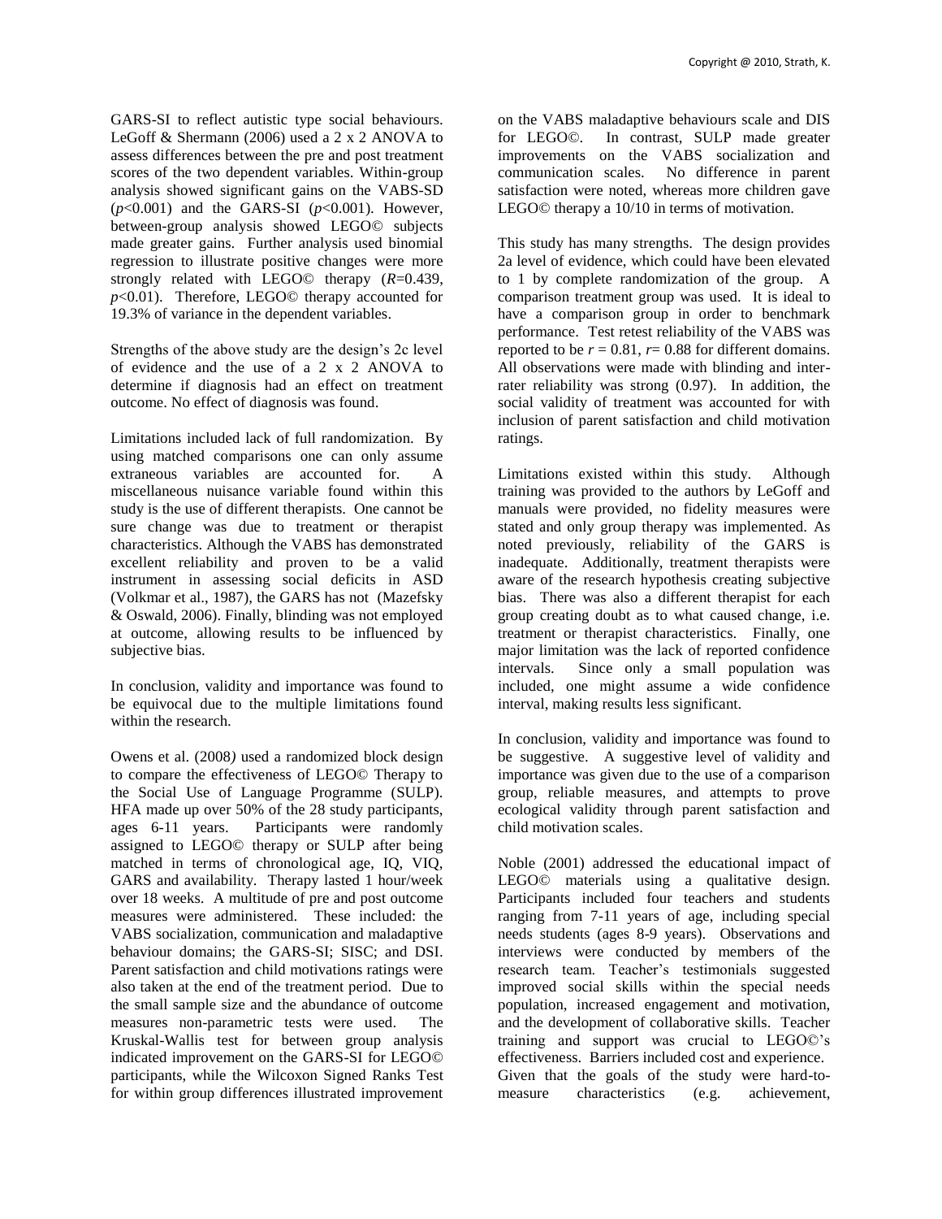GARS-SI to reflect autistic type social behaviours. LeGoff & Shermann (2006) used a 2 x 2 ANOVA to assess differences between the pre and post treatment scores of the two dependent variables. Within-group analysis showed significant gains on the VABS-SD ($p<0.001$) and the GARS-SI ($p<0.001$). However, between-group analysis showed LEGO© subjects made greater gains. Further analysis used binomial regression to illustrate positive changes were more strongly related with LEGO© therapy ($R=0.439$, $p<0.01$). Therefore, LEGO© therapy accounted for 19.3% of variance in the dependent variables.

Strengths of the above study are the design's 2c level of evidence and the use of a 2 x 2 ANOVA to determine if diagnosis had an effect on treatment outcome. No effect of diagnosis was found.

Limitations included lack of full randomization. By using matched comparisons one can only assume extraneous variables are accounted for. A miscellaneous nuisance variable found within this study is the use of different therapists. One cannot be sure change was due to treatment or therapist characteristics. Although the VABS has demonstrated excellent reliability and proven to be a valid instrument in assessing social deficits in ASD (Volkmar et al., 1987), the GARS has not (Mazefsky & Oswald, 2006). Finally, blinding was not employed at outcome, allowing results to be influenced by subjective bias.

In conclusion, validity and importance was found to be equivocal due to the multiple limitations found within the research.

Owens et al. (2008*)* used a randomized block design to compare the effectiveness of LEGO© Therapy to the Social Use of Language Programme (SULP). HFA made up over 50% of the 28 study participants, ages 6-11 years. Participants were randomly assigned to LEGO© therapy or SULP after being matched in terms of chronological age, IQ, VIQ, GARS and availability. Therapy lasted 1 hour/week over 18 weeks. A multitude of pre and post outcome measures were administered. These included: the VABS socialization, communication and maladaptive behaviour domains; the GARS-SI; SISC; and DSI. Parent satisfaction and child motivations ratings were also taken at the end of the treatment period. Due to the small sample size and the abundance of outcome measures non-parametric tests were used. The Kruskal-Wallis test for between group analysis indicated improvement on the GARS-SI for LEGO© participants, while the Wilcoxon Signed Ranks Test for within group differences illustrated improvement on the VABS maladaptive behaviours scale and DIS for LEGO©. In contrast, SULP made greater improvements on the VABS socialization and communication scales. No difference in parent satisfaction were noted, whereas more children gave LEGO© therapy a 10/10 in terms of motivation.

This study has many strengths. The design provides 2a level of evidence, which could have been elevated to 1 by complete randomization of the group. A comparison treatment group was used. It is ideal to have a comparison group in order to benchmark performance. Test retest reliability of the VABS was reported to be $r = 0.81$, $r = 0.88$ for different domains. All observations were made with blinding and inter-rater reliability was strong (0.97). In addition, the social validity of treatment was accounted for with inclusion of parent satisfaction and child motivation ratings.

Limitations existed within this study. Although training was provided to the authors by LeGoff and manuals were provided, no fidelity measures were stated and only group therapy was implemented. As noted previously, reliability of the GARS is inadequate. Additionally, treatment therapists were aware of the research hypothesis creating subjective bias. There was also a different therapist for each group creating doubt as to what caused change, i.e. treatment or therapist characteristics. Finally, one major limitation was the lack of reported confidence intervals. Since only a small population was included, one might assume a wide confidence interval, making results less significant.

In conclusion, validity and importance was found to be suggestive. A suggestive level of validity and importance was given due to the use of a comparison group, reliable measures, and attempts to prove ecological validity through parent satisfaction and child motivation scales.

Noble (2001) addressed the educational impact of LEGO© materials using a qualitative design. Participants included four teachers and students ranging from 7-11 years of age, including special needs students (ages 8-9 years). Observations and interviews were conducted by members of the research team. Teacher's testimonials suggested improved social skills within the special needs population, increased engagement and motivation, and the development of collaborative skills. Teacher training and support was crucial to LEGO©'s effectiveness. Barriers included cost and experience. Given that the goals of the study were hard-to-measure characteristics (e.g. achievement,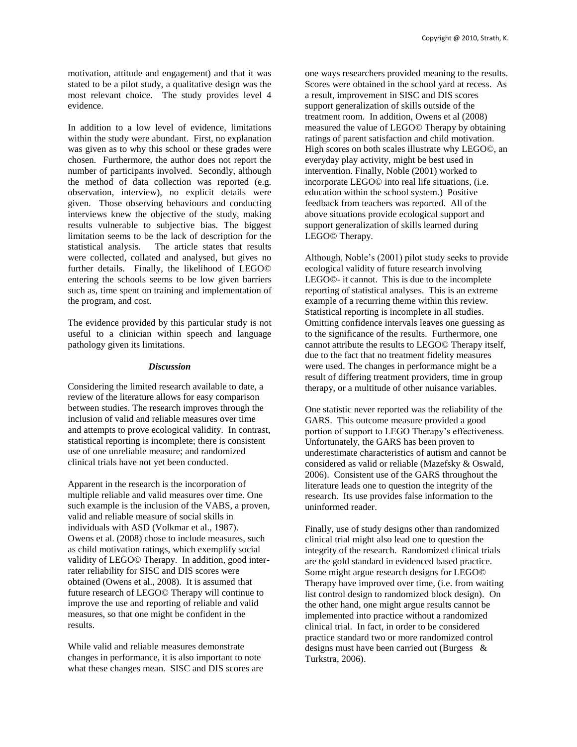motivation, attitude and engagement) and that it was stated to be a pilot study, a qualitative design was the most relevant choice. The study provides level 4 evidence.

In addition to a low level of evidence, limitations within the study were abundant. First, no explanation was given as to why this school or these grades were chosen. Furthermore, the author does not report the number of participants involved. Secondly, although the method of data collection was reported (e.g. observation, interview), no explicit details were given. Those observing behaviours and conducting interviews knew the objective of the study, making results vulnerable to subjective bias. The biggest limitation seems to be the lack of description for the statistical analysis. The article states that results were collected, collated and analysed, but gives no further details. Finally, the likelihood of LEGO© entering the schools seems to be low given barriers such as, time spent on training and implementation of the program, and cost.

The evidence provided by this particular study is not useful to a clinician within speech and language pathology given its limitations.

### *Discussion*

Considering the limited research available to date, a review of the literature allows for easy comparison between studies. The research improves through the inclusion of valid and reliable measures over time and attempts to prove ecological validity. In contrast, statistical reporting is incomplete; there is consistent use of one unreliable measure; and randomized clinical trials have not yet been conducted.

Apparent in the research is the incorporation of multiple reliable and valid measures over time. One such example is the inclusion of the VABS, a proven, valid and reliable measure of social skills in individuals with ASD (Volkmar et al., 1987). Owens et al. (2008) chose to include measures, such as child motivation ratings, which exemplify social validity of LEGO© Therapy. In addition, good inter-rater reliability for SISC and DIS scores were obtained (Owens et al., 2008). It is assumed that future research of LEGO© Therapy will continue to improve the use and reporting of reliable and valid measures, so that one might be confident in the results.

While valid and reliable measures demonstrate changes in performance, it is also important to note what these changes mean. SISC and DIS scores are one ways researchers provided meaning to the results. Scores were obtained in the school yard at recess. As a result, improvement in SISC and DIS scores support generalization of skills outside of the treatment room. In addition, Owens et al (2008) measured the value of LEGO© Therapy by obtaining ratings of parent satisfaction and child motivation. High scores on both scales illustrate why LEGO©, an everyday play activity, might be best used in intervention. Finally, Noble (2001) worked to incorporate LEGO© into real life situations, (i.e. education within the school system.) Positive feedback from teachers was reported. All of the above situations provide ecological support and support generalization of skills learned during LEGO© Therapy.

Although, Noble's (2001) pilot study seeks to provide ecological validity of future research involving LEGO©- it cannot. This is due to the incomplete reporting of statistical analyses. This is an extreme example of a recurring theme within this review. Statistical reporting is incomplete in all studies. Omitting confidence intervals leaves one guessing as to the significance of the results. Furthermore, one cannot attribute the results to LEGO© Therapy itself, due to the fact that no treatment fidelity measures were used. The changes in performance might be a result of differing treatment providers, time in group therapy, or a multitude of other nuisance variables.

One statistic never reported was the reliability of the GARS. This outcome measure provided a good portion of support to LEGO Therapy's effectiveness. Unfortunately, the GARS has been proven to underestimate characteristics of autism and cannot be considered as valid or reliable (Mazefsky & Oswald, 2006). Consistent use of the GARS throughout the literature leads one to question the integrity of the research. Its use provides false information to the uninformed reader.

Finally, use of study designs other than randomized clinical trial might also lead one to question the integrity of the research. Randomized clinical trials are the gold standard in evidenced based practice. Some might argue research designs for LEGO© Therapy have improved over time, (i.e. from waiting list control design to randomized block design). On the other hand, one might argue results cannot be implemented into practice without a randomized clinical trial. In fact, in order to be considered practice standard two or more randomized control designs must have been carried out (Burgess & Turkstra, 2006).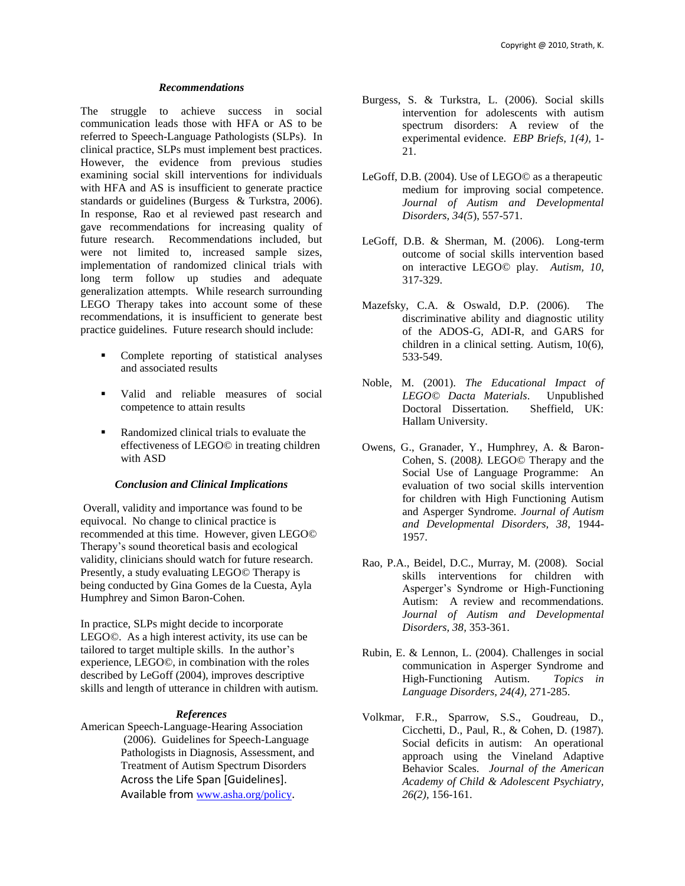### *Recommendations*

The struggle to achieve success in social communication leads those with HFA or AS to be referred to Speech-Language Pathologists (SLPs). In clinical practice, SLPs must implement best practices. However, the evidence from previous studies examining social skill interventions for individuals with HFA and AS is insufficient to generate practice standards or guidelines (Burgess & Turkstra, 2006). In response, Rao et al reviewed past research and gave recommendations for increasing quality of future research. Recommendations included, but were not limited to, increased sample sizes, implementation of randomized clinical trials with long term follow up studies and adequate generalization attempts. While research surrounding LEGO Therapy takes into account some of these recommendations, it is insufficient to generate best practice guidelines. Future research should include:

- Complete reporting of statistical analyses and associated results
- Valid and reliable measures of social competence to attain results
- Randomized clinical trials to evaluate the effectiveness of LEGO© in treating children with ASD

### *Conclusion and Clinical Implications*

Overall, validity and importance was found to be equivocal. No change to clinical practice is recommended at this time. However, given LEGO© Therapy's sound theoretical basis and ecological validity, clinicians should watch for future research. Presently, a study evaluating LEGO© Therapy is being conducted by Gina Gomes de la Cuesta, Ayla Humphrey and Simon Baron-Cohen.

In practice, SLPs might decide to incorporate LEGO©. As a high interest activity, its use can be tailored to target multiple skills. In the author's experience, LEGO©, in combination with the roles described by LeGoff (2004), improves descriptive skills and length of utterance in children with autism.

### *References*

American Speech-Language-Hearing Association (2006). Guidelines for Speech-Language Pathologists in Diagnosis, Assessment, and Treatment of Autism Spectrum Disorders Across the Life Span [Guidelines]. Available from www.asha.org/policy.

Burgess, S. & Turkstra, L. (2006). Social skills intervention for adolescents with autism spectrum disorders: A review of the experimental evidence. *EBP Briefs, 1(4),* 1-21.

LeGoff, D.B. (2004). Use of LEGO© as a therapeutic medium for improving social competence. *Journal of Autism and Developmental Disorders, 34(5*), 557-571.

LeGoff, D.B. & Sherman, M. (2006). Long-term outcome of social skills intervention based on interactive LEGO© play. *Autism, 10*, 317-329.

Mazefsky, C.A. & Oswald, D.P. (2006). The discriminative ability and diagnostic utility of the ADOS-G, ADI-R, and GARS for children in a clinical setting. Autism, 10(6), 533-549.

Noble, M. (2001). *The Educational Impact of LEGO© Dacta Materials*. Unpublished Doctoral Dissertation. Sheffield, UK: Hallam University.

Owens, G., Granader, Y., Humphrey, A. & Baron-Cohen, S. (2008*).* LEGO© Therapy and the Social Use of Language Programme: An evaluation of two social skills intervention for children with High Functioning Autism and Asperger Syndrome. *Journal of Autism and Developmental Disorders, 38*, 1944-1957.

Rao, P.A., Beidel, D.C., Murray, M. (2008). Social skills interventions for children with Asperger's Syndrome or High-Functioning Autism: A review and recommendations. *Journal of Autism and Developmental Disorders, 38,* 353-361.

Rubin, E. & Lennon, L. (2004). Challenges in social communication in Asperger Syndrome and High-Functioning Autism. *Topics in Language Disorders, 24(4),* 271-285.

Volkmar, F.R., Sparrow, S.S., Goudreau, D., Cicchetti, D., Paul, R., & Cohen, D. (1987). Social deficits in autism: An operational approach using the Vineland Adaptive Behavior Scales. *Journal of the American Academy of Child & Adolescent Psychiatry, 26(2),* 156-161.